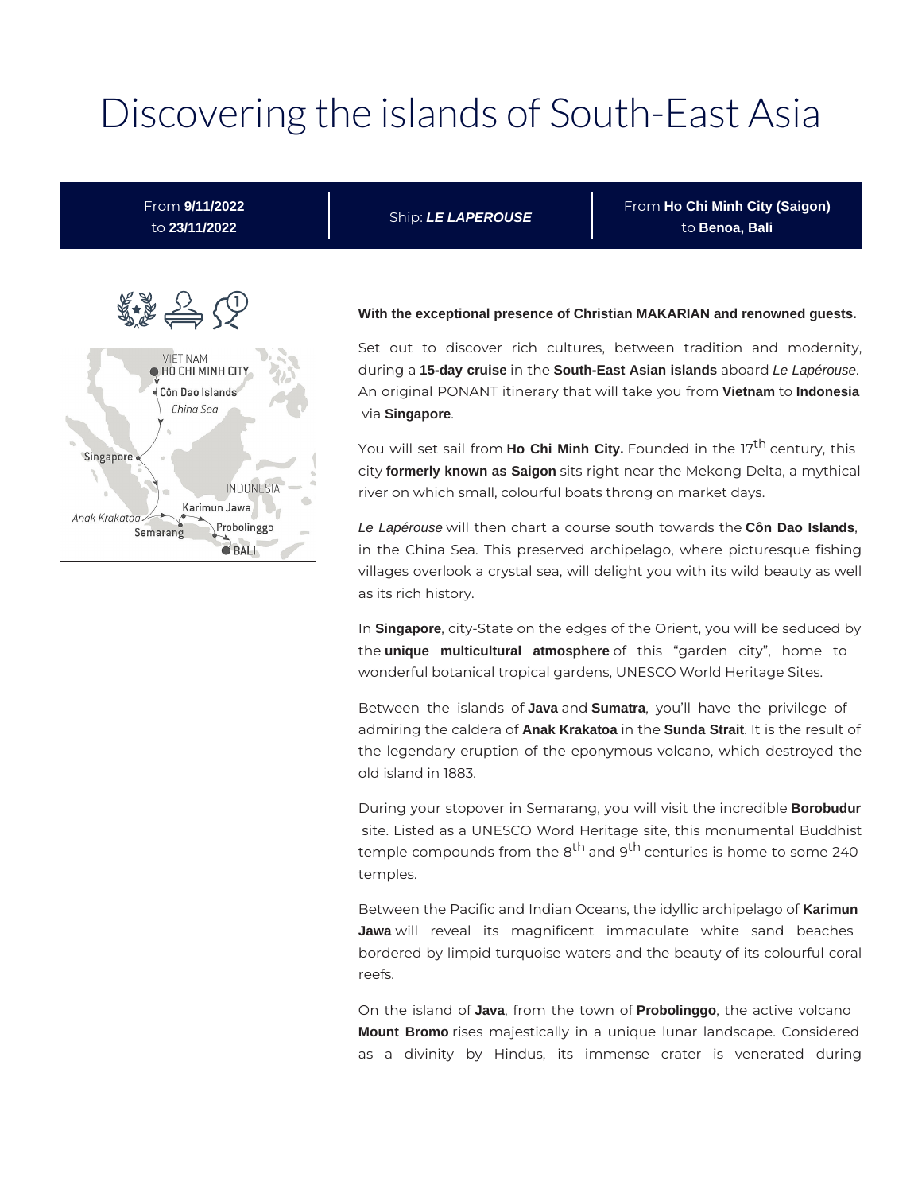# Discovering the islands of South-East Asia

From **9/11/2022** to **23/11/2022** | Ship: ***LE LAPEROUSE*** | From **Ho Chi Minh City (Saigon)** to **Benoa, Bali**

VIET NAM
HO CHI MINH CITY
Côn Dao Islands
*China Sea*
Singapore
INDONESIA
Karimun Jawa
*Anak Krakatoa*
Semarang
Probolinggo
BALI

**With the exceptional presence of Christian MAKARIAN and renowned guests.**

Set out to discover rich cultures, between tradition and modernity, during a **15-day cruise** in the **South-East Asian islands** aboard *Le Lapérouse*. An original PONANT itinerary that will take you from **Vietnam** to **Indonesia** via **Singapore**.

You will set sail from **Ho Chi Minh City.** Founded in the 17th century, this city **formerly known as Saigon** sits right near the Mekong Delta, a mythical river on which small, colourful boats throng on market days.

*Le Lapérouse* will then chart a course south towards the **Côn Dao Islands**, in the China Sea. This preserved archipelago, where picturesque fishing villages overlook a crystal sea, will delight you with its wild beauty as well as its rich history.

In **Singapore**, city-State on the edges of the Orient, you will be seduced by the **unique multicultural atmosphere** of this "garden city", home to wonderful botanical tropical gardens, UNESCO World Heritage Sites.

Between the islands of **Java** and **Sumatra**, you'll have the privilege of admiring the caldera of **Anak Krakatoa** in the **Sunda Strait**. It is the result of the legendary eruption of the eponymous volcano, which destroyed the old island in 1883.

During your stopover in Semarang, you will visit the incredible **Borobudur** site. Listed as a UNESCO Word Heritage site, this monumental Buddhist temple compounds from the 8th and 9th centuries is home to some 240 temples.

Between the Pacific and Indian Oceans, the idyllic archipelago of **Karimun Jawa** will reveal its magnificent immaculate white sand beaches bordered by limpid turquoise waters and the beauty of its colourful coral reefs.

On the island of **Java**, from the town of **Probolinggo**, the active volcano **Mount Bromo** rises majestically in a unique lunar landscape. Considered as a divinity by Hindus, its immense crater is venerated during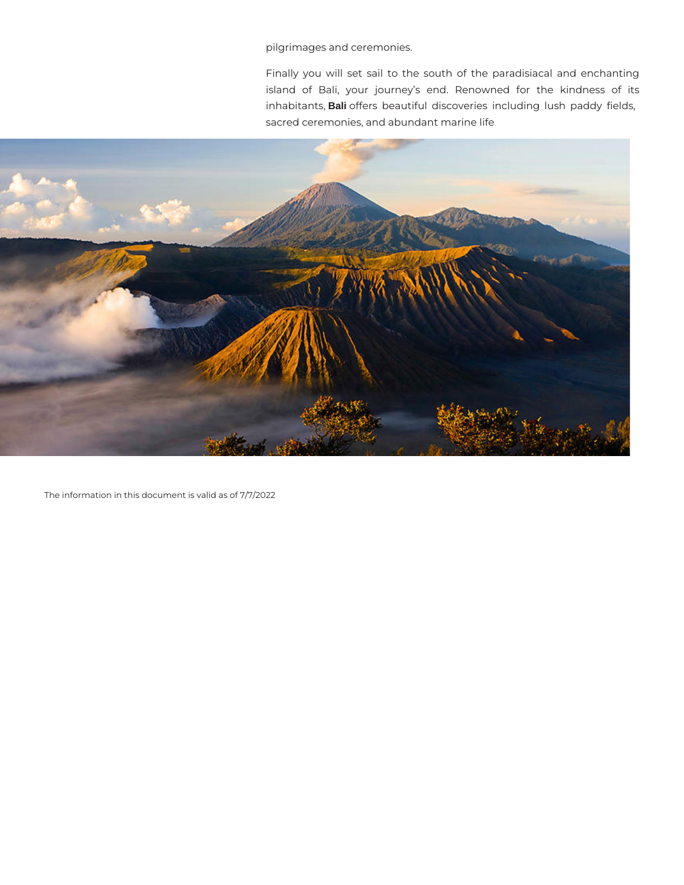pilgrimages and ceremonies.

Finally you will set sail to the south of the paradisiacal and enchanting island of Bali, your journey's end. Renowned for the kindness of its inhabitants, **Bali** offers beautiful discoveries including lush paddy fields, sacred ceremonies, and abundant marine life

The information in this document is valid as of 7/7/2022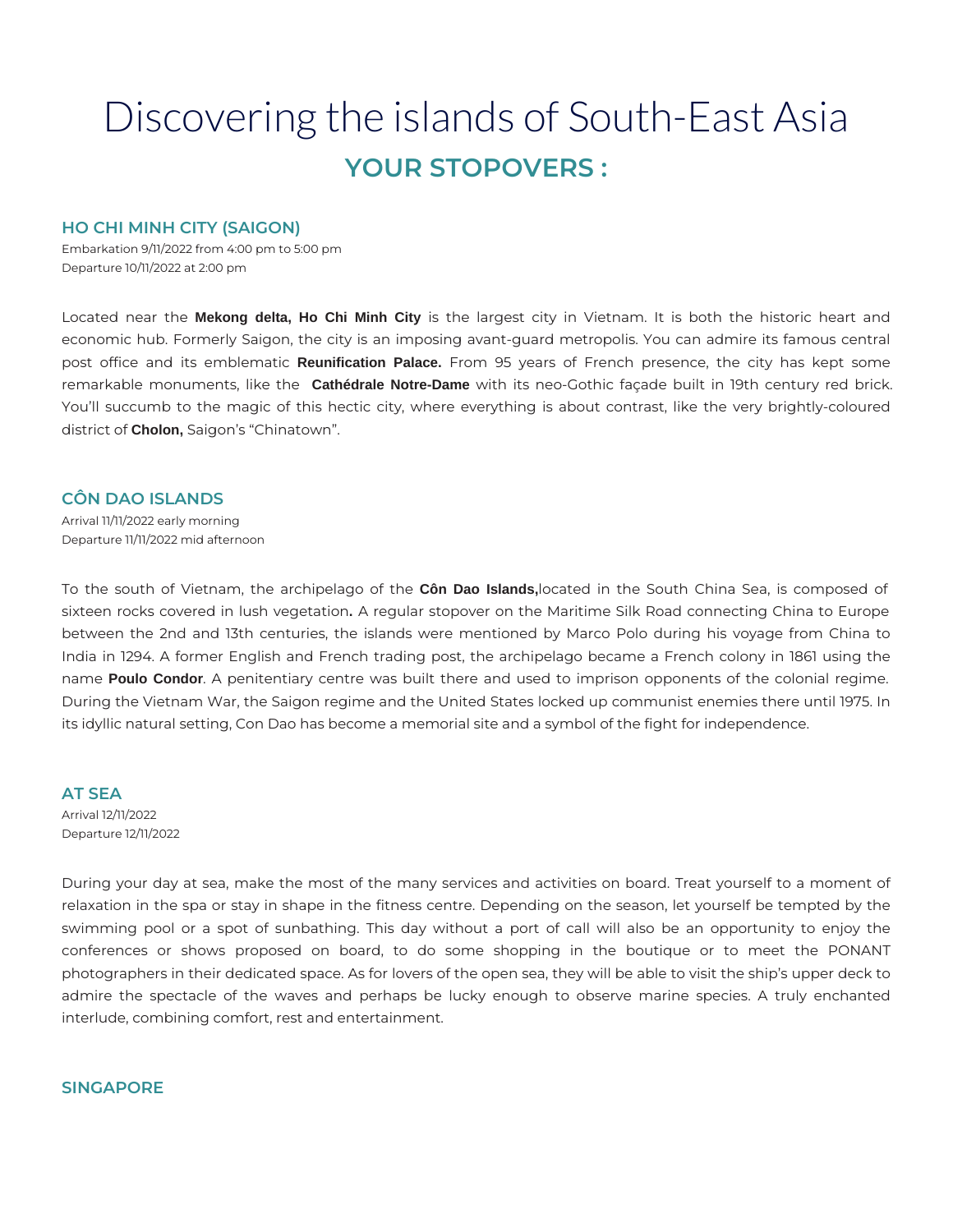# Discovering the islands of South-East Asia

## YOUR STOPOVERS :

### HO CHI MINH CITY (SAIGON)

Embarkation 9/11/2022 from 4:00 pm to 5:00 pm
Departure 10/11/2022 at 2:00 pm

Located near the **Mekong delta, Ho Chi Minh City** is the largest city in Vietnam. It is both the historic heart and economic hub. Formerly Saigon, the city is an imposing avant-guard metropolis. You can admire its famous central post office and its emblematic **Reunification Palace.** From 95 years of French presence, the city has kept some remarkable monuments, like the **Cathédrale Notre-Dame** with its neo-Gothic façade built in 19th century red brick. You'll succumb to the magic of this hectic city, where everything is about contrast, like the very brightly-coloured district of **Cholon,** Saigon's "Chinatown".

### CÔN DAO ISLANDS

Arrival 11/11/2022 early morning
Departure 11/11/2022 mid afternoon

To the south of Vietnam, the archipelago of the **Côn Dao Islands,**located in the South China Sea, is composed of sixteen rocks covered in lush vegetation**.** A regular stopover on the Maritime Silk Road connecting China to Europe between the 2nd and 13th centuries, the islands were mentioned by Marco Polo during his voyage from China to India in 1294. A former English and French trading post, the archipelago became a French colony in 1861 using the name **Poulo Condor**. A penitentiary centre was built there and used to imprison opponents of the colonial regime. During the Vietnam War, the Saigon regime and the United States locked up communist enemies there until 1975. In its idyllic natural setting, Con Dao has become a memorial site and a symbol of the fight for independence.

### AT SEA

Arrival 12/11/2022
Departure 12/11/2022

During your day at sea, make the most of the many services and activities on board. Treat yourself to a moment of relaxation in the spa or stay in shape in the fitness centre. Depending on the season, let yourself be tempted by the swimming pool or a spot of sunbathing. This day without a port of call will also be an opportunity to enjoy the conferences or shows proposed on board, to do some shopping in the boutique or to meet the PONANT photographers in their dedicated space. As for lovers of the open sea, they will be able to visit the ship's upper deck to admire the spectacle of the waves and perhaps be lucky enough to observe marine species. A truly enchanted interlude, combining comfort, rest and entertainment.

### SINGAPORE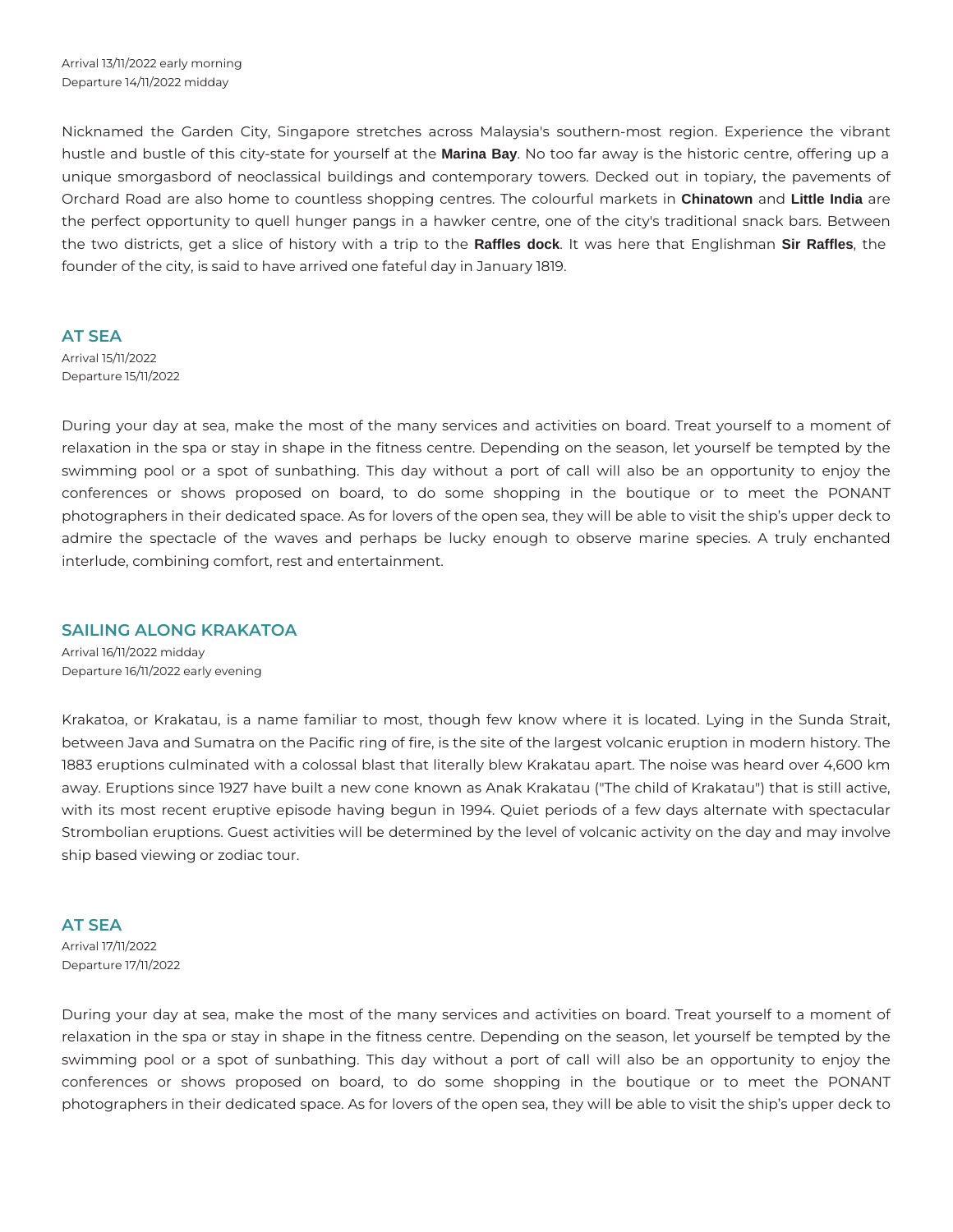Arrival 13/11/2022 early morning
Departure 14/11/2022 midday

Nicknamed the Garden City, Singapore stretches across Malaysia's southern-most region. Experience the vibrant hustle and bustle of this city-state for yourself at the **Marina Bay**. No too far away is the historic centre, offering up a unique smorgasbord of neoclassical buildings and contemporary towers. Decked out in topiary, the pavements of Orchard Road are also home to countless shopping centres. The colourful markets in **Chinatown** and **Little India** are the perfect opportunity to quell hunger pangs in a hawker centre, one of the city's traditional snack bars. Between the two districts, get a slice of history with a trip to the **Raffles dock**. It was here that Englishman **Sir Raffles**, the founder of the city, is said to have arrived one fateful day in January 1819.

## AT SEA

Arrival 15/11/2022
Departure 15/11/2022

During your day at sea, make the most of the many services and activities on board. Treat yourself to a moment of relaxation in the spa or stay in shape in the fitness centre. Depending on the season, let yourself be tempted by the swimming pool or a spot of sunbathing. This day without a port of call will also be an opportunity to enjoy the conferences or shows proposed on board, to do some shopping in the boutique or to meet the PONANT photographers in their dedicated space. As for lovers of the open sea, they will be able to visit the ship's upper deck to admire the spectacle of the waves and perhaps be lucky enough to observe marine species. A truly enchanted interlude, combining comfort, rest and entertainment.

## SAILING ALONG KRAKATOA

Arrival 16/11/2022 midday
Departure 16/11/2022 early evening

Krakatoa, or Krakatau, is a name familiar to most, though few know where it is located. Lying in the Sunda Strait, between Java and Sumatra on the Pacific ring of fire, is the site of the largest volcanic eruption in modern history. The 1883 eruptions culminated with a colossal blast that literally blew Krakatau apart. The noise was heard over 4,600 km away. Eruptions since 1927 have built a new cone known as Anak Krakatau ("The child of Krakatau") that is still active, with its most recent eruptive episode having begun in 1994. Quiet periods of a few days alternate with spectacular Strombolian eruptions. Guest activities will be determined by the level of volcanic activity on the day and may involve ship based viewing or zodiac tour.

## AT SEA

Arrival 17/11/2022
Departure 17/11/2022

During your day at sea, make the most of the many services and activities on board. Treat yourself to a moment of relaxation in the spa or stay in shape in the fitness centre. Depending on the season, let yourself be tempted by the swimming pool or a spot of sunbathing. This day without a port of call will also be an opportunity to enjoy the conferences or shows proposed on board, to do some shopping in the boutique or to meet the PONANT photographers in their dedicated space. As for lovers of the open sea, they will be able to visit the ship's upper deck to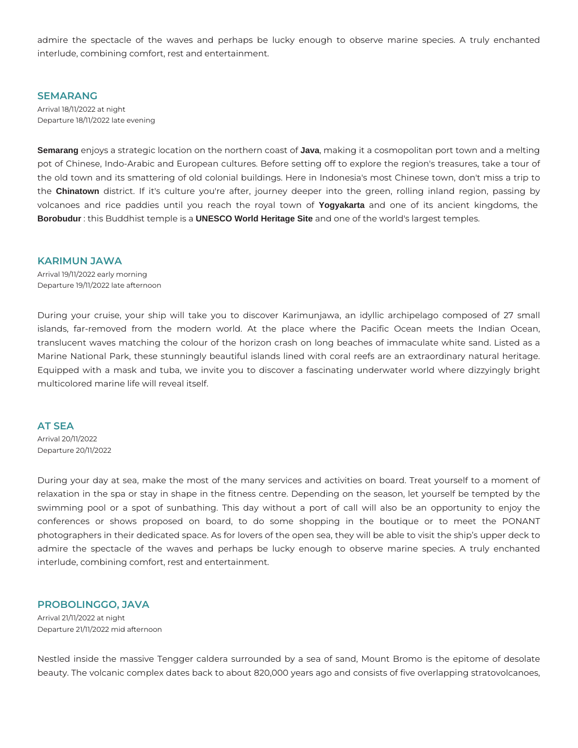admire the spectacle of the waves and perhaps be lucky enough to observe marine species. A truly enchanted interlude, combining comfort, rest and entertainment.

## SEMARANG

Arrival 18/11/2022 at night
Departure 18/11/2022 late evening

**Semarang** enjoys a strategic location on the northern coast of **Java**, making it a cosmopolitan port town and a melting pot of Chinese, Indo-Arabic and European cultures. Before setting off to explore the region's treasures, take a tour of the old town and its smattering of old colonial buildings. Here in Indonesia's most Chinese town, don't miss a trip to the **Chinatown** district. If it's culture you're after, journey deeper into the green, rolling inland region, passing by volcanoes and rice paddies until you reach the royal town of **Yogyakarta** and one of its ancient kingdoms, the **Borobudur** : this Buddhist temple is a **UNESCO World Heritage Site** and one of the world's largest temples.

## KARIMUN JAWA

Arrival 19/11/2022 early morning
Departure 19/11/2022 late afternoon

During your cruise, your ship will take you to discover Karimunjawa, an idyllic archipelago composed of 27 small islands, far-removed from the modern world. At the place where the Pacific Ocean meets the Indian Ocean, translucent waves matching the colour of the horizon crash on long beaches of immaculate white sand. Listed as a Marine National Park, these stunningly beautiful islands lined with coral reefs are an extraordinary natural heritage. Equipped with a mask and tuba, we invite you to discover a fascinating underwater world where dizzyingly bright multicolored marine life will reveal itself.

## AT SEA

Arrival 20/11/2022
Departure 20/11/2022

During your day at sea, make the most of the many services and activities on board. Treat yourself to a moment of relaxation in the spa or stay in shape in the fitness centre. Depending on the season, let yourself be tempted by the swimming pool or a spot of sunbathing. This day without a port of call will also be an opportunity to enjoy the conferences or shows proposed on board, to do some shopping in the boutique or to meet the PONANT photographers in their dedicated space. As for lovers of the open sea, they will be able to visit the ship's upper deck to admire the spectacle of the waves and perhaps be lucky enough to observe marine species. A truly enchanted interlude, combining comfort, rest and entertainment.

## PROBOLINGGO, JAVA

Arrival 21/11/2022 at night
Departure 21/11/2022 mid afternoon

Nestled inside the massive Tengger caldera surrounded by a sea of sand, Mount Bromo is the epitome of desolate beauty. The volcanic complex dates back to about 820,000 years ago and consists of five overlapping stratovolcanoes,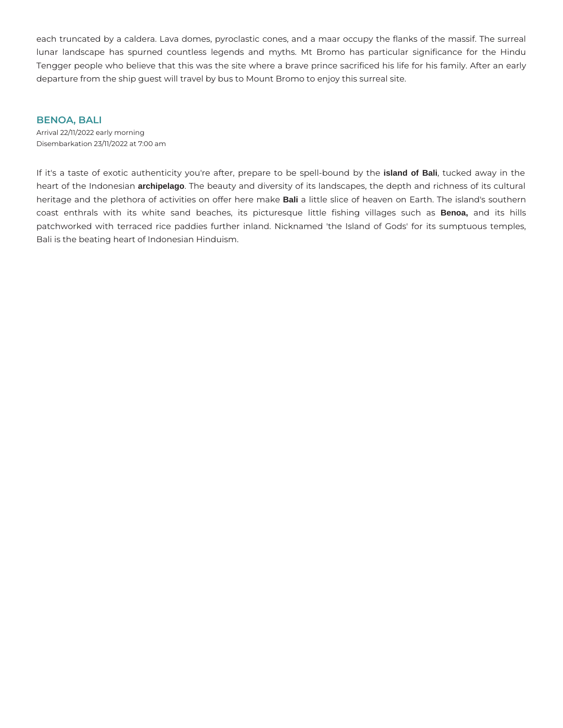each truncated by a caldera. Lava domes, pyroclastic cones, and a maar occupy the flanks of the massif. The surreal lunar landscape has spurned countless legends and myths. Mt Bromo has particular significance for the Hindu Tengger people who believe that this was the site where a brave prince sacrificed his life for his family. After an early departure from the ship guest will travel by bus to Mount Bromo to enjoy this surreal site.

## BENOA, BALI

Arrival 22/11/2022 early morning
Disembarkation 23/11/2022 at 7:00 am

If it's a taste of exotic authenticity you're after, prepare to be spell-bound by the **island of Bali**, tucked away in the heart of the Indonesian **archipelago**. The beauty and diversity of its landscapes, the depth and richness of its cultural heritage and the plethora of activities on offer here make **Bali** a little slice of heaven on Earth. The island's southern coast enthrals with its white sand beaches, its picturesque little fishing villages such as **Benoa,** and its hills patchworked with terraced rice paddies further inland. Nicknamed 'the Island of Gods' for its sumptuous temples, Bali is the beating heart of Indonesian Hinduism.